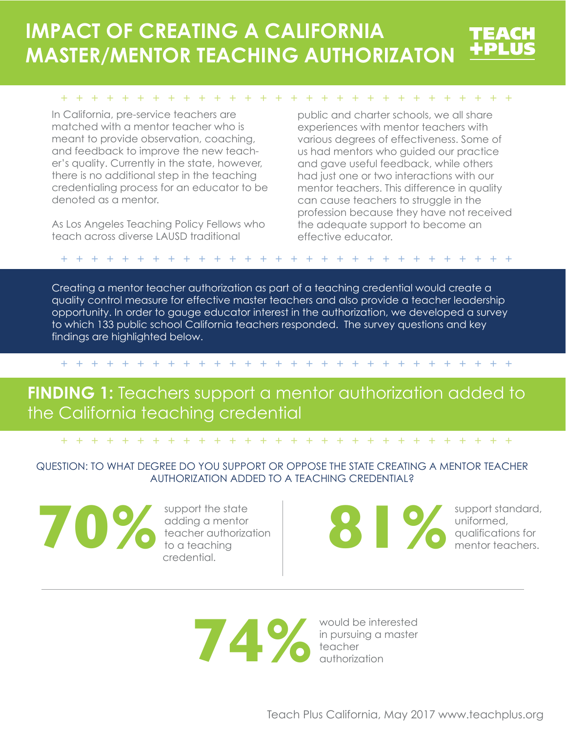# IMPACT OF CREATING A CALIFORNIA MASTER/MENTOR TEACHING AUTHORIZATON

**TEACH +PLUS**

In California, pre-service teachers are matched with a mentor teacher who is meant to provide observation, coaching, and feedback to improve the new teacher's quality. Currently in the state, however, there is no additional step in the teaching credentialing process for an educator to be denoted as a mentor.

As Los Angeles Teaching Policy Fellows who teach across diverse LAUSD traditional public and charter schools, we all share experiences with mentor teachers with various degrees of effectiveness. Some of us had mentors who guided our practice and gave useful feedback, while others had just one or two interactions with our mentor teachers. This difference in quality can cause teachers to struggle in the profession because they have not received the adequate support to become an effective educator.

Creating a mentor teacher authorization as part of a teaching credential would create a quality control measure for effective master teachers and also provide a teacher leadership opportunity. In order to gauge educator interest in the authorization, we developed a survey to which 133 public school California teachers responded. The survey questions and key findings are highlighted below.

## FINDING 1: Teachers support a mentor authorization added to the California teaching credential

QUESTION: TO WHAT DEGREE DO YOU SUPPORT OR OPPOSE THE STATE CREATING A MENTOR TEACHER AUTHORIZATION ADDED TO A TEACHING CREDENTIAL?

**70%** support the state adding a mentor teacher authorization to a teaching credential.

**81%** support standard, uniformed, qualifications for mentor teachers.

**74%** would be interested in pursuing a master teacher authorization

Teach Plus California, May 2017 www.teachplus.org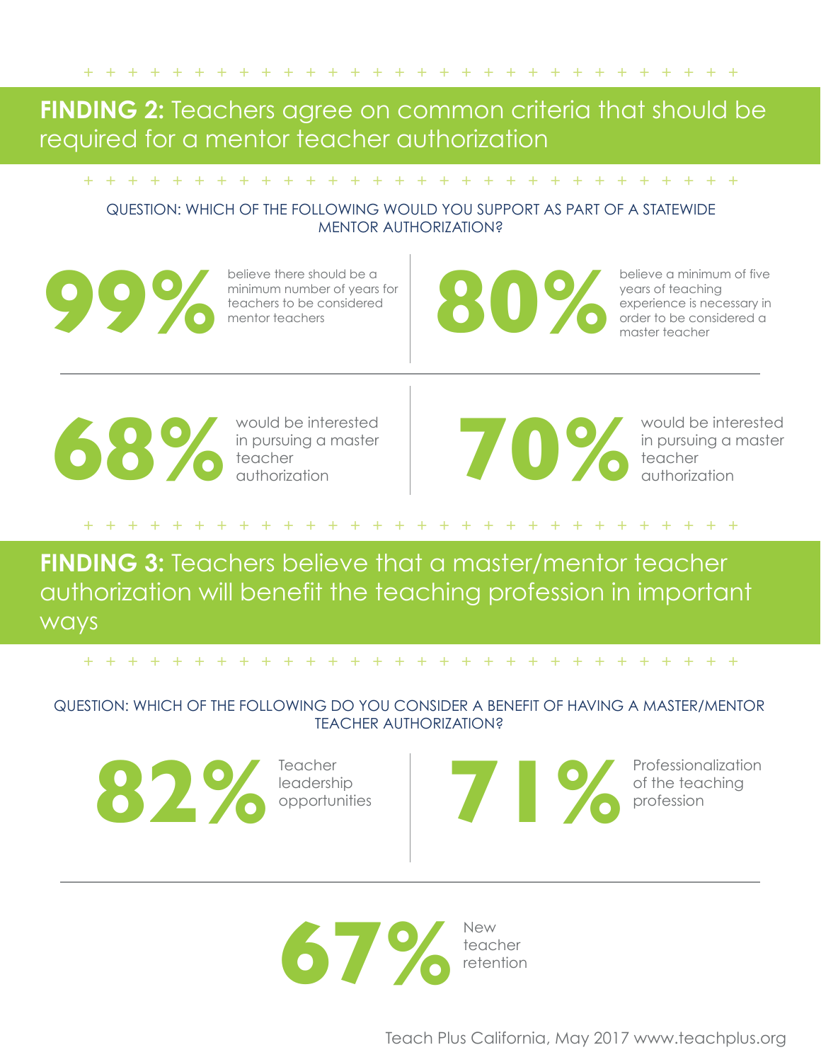## **FINDING 2:** Teachers agree on common criteria that should be required for a mentor teacher authorization

QUESTION: WHICH OF THE FOLLOWING WOULD YOU SUPPORT AS PART OF A STATEWIDE MENTOR AUTHORIZATION?

**99%** believe there should be a minimum number of years for teachers to be considered mentor teachers

**80%** believe a minimum of five years of teaching experience is necessary in order to be considered a master teacher

**68%** would be interested in pursuing a master teacher authorization

**70%** would be interested in pursuing a master teacher authorization

## **FINDING 3:** Teachers believe that a master/mentor teacher authorization will benefit the teaching profession in important ways

QUESTION: WHICH OF THE FOLLOWING DO YOU CONSIDER A BENEFIT OF HAVING A MASTER/MENTOR TEACHER AUTHORIZATION?

**82%** Teacher leadership opportunities

**71%** Professionalization of the teaching profession

**67%** New teacher retention

Teach Plus California, May 2017 www.teachplus.org